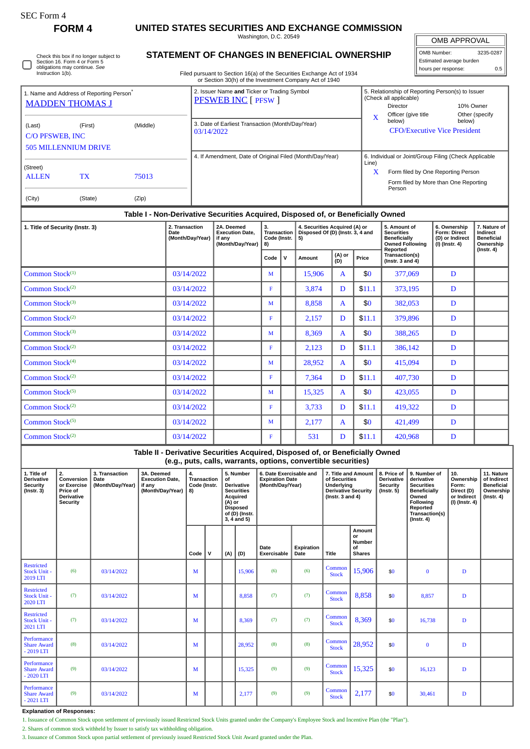SEC Form 4

**FORM 4**

# UNITED STATES SECURITIES AND EXCHANGE COMMISSION

Washington, D.C. 20549

## STATEMENT OF CHANGES IN BENEFICIAL OWNERSHIP

Filed pursuant to Section 16(a) of the Securities Exchange Act of 1934 or Section 30(h) of the Investment Company Act of 1940

| OMB APPROVAL | |
|---|---|
| OMB Number: | 3235-0287 |
| Estimated average burden | |
| hours per response: | 0.5 |

☐ Check this box if no longer subject to Section 16. Form 4 or Form 5 obligations may continue. *See* Instruction 1(b).

| 1. Name and Address of Reporting Person* | 2. Issuer Name **and** Ticker or Trading Symbol | 5. Relationship of Reporting Person(s) to Issuer (Check all applicable) |
|---|---|---|
| MADDEN THOMAS J | PFSWEB INC [ PFSW ] | Director / 10% Owner |
| (Last) (First) (Middle) | 3. Date of Earliest Transaction (Month/Day/Year) | X Officer (give title below) / Other (specify below) |
| C/O PFSWEB, INC 505 MILLENNIUM DRIVE | 03/14/2022 | CFO/Executive Vice President |
| (Street) | 4. If Amendment, Date of Original Filed (Month/Day/Year) | 6. Individual or Joint/Group Filing (Check Applicable Line) |
| ALLEN TX 75013 | | X Form filed by One Reporting Person |
| (City) (State) (Zip) | | Form filed by More than One Reporting Person |

### Table I - Non-Derivative Securities Acquired, Disposed of, or Beneficially Owned

| 1. Title of Security (Instr. 3) | 2. Transaction Date (Month/Day/Year) | 2A. Deemed Execution Date, if any (Month/Day/Year) | 3. Transaction Code (Instr. 8) | | 4. Securities Acquired (A) or Disposed Of (D) (Instr. 3, 4 and 5) | | | 5. Amount of Securities Beneficially Owned Following Reported Transaction(s) (Instr. 3 and 4) | 6. Ownership Form: Direct (D) or Indirect (I) (Instr. 4) | 7. Nature of Indirect Beneficial Ownership (Instr. 4) |
|---|---|---|---|---|---|---|---|---|---|---|
| | | | Code | V | Amount | (A) or (D) | Price | | | |
| Common Stock[1] | 03/14/2022 | | M | | 15,906 | A | $0 | 377,069 | D | |
| Common Stock[2] | 03/14/2022 | | F | | 3,874 | D | $11.1 | 373,195 | D | |
| Common Stock[3] | 03/14/2022 | | M | | 8,858 | A | $0 | 382,053 | D | |
| Common Stock[2] | 03/14/2022 | | F | | 2,157 | D | $11.1 | 379,896 | D | |
| Common Stock[3] | 03/14/2022 | | M | | 8,369 | A | $0 | 388,265 | D | |
| Common Stock[2] | 03/14/2022 | | F | | 2,123 | D | $11.1 | 386,142 | D | |
| Common Stock[4] | 03/14/2022 | | M | | 28,952 | A | $0 | 415,094 | D | |
| Common Stock[2] | 03/14/2022 | | F | | 7,364 | D | $11.1 | 407,730 | D | |
| Common Stock[5] | 03/14/2022 | | M | | 15,325 | A | $0 | 423,055 | D | |
| Common Stock[2] | 03/14/2022 | | F | | 3,733 | D | $11.1 | 419,322 | D | |
| Common Stock[5] | 03/14/2022 | | M | | 2,177 | A | $0 | 421,499 | D | |
| Common Stock[2] | 03/14/2022 | | F | | 531 | D | $11.1 | 420,968 | D | |

### Table II - Derivative Securities Acquired, Disposed of, or Beneficially Owned (e.g., puts, calls, warrants, options, convertible securities)

| 1. Title of Derivative Security (Instr. 3) | 2. Conversion or Exercise Price of Derivative Security | 3. Transaction Date (Month/Day/Year) | 3A. Deemed Execution Date, if any (Month/Day/Year) | 4. Transaction Code (Instr. 8) | | 5. Number of Derivative Securities Acquired (A) or Disposed of (D) (Instr. 3, 4 and 5) | | 6. Date Exercisable and Expiration Date (Month/Day/Year) | | 7. Title and Amount of Securities Underlying Derivative Security (Instr. 3 and 4) | | 8. Price of Derivative Security (Instr. 5) | 9. Number of derivative Securities Beneficially Owned Following Reported Transaction(s) (Instr. 4) | 10. Ownership Form: Direct (D) or Indirect (I) (Instr. 4) | 11. Nature of Indirect Beneficial Ownership (Instr. 4) |
|---|---|---|---|---|---|---|---|---|---|---|---|---|---|---|---|
| | | | | Code | V | (A) | (D) | Date Exercisable | Expiration Date | Title | Amount or Number of Shares | | | | |
| Restricted Stock Unit - 2019 LTI | (6) | 03/14/2022 | | M | | | 15,906 | (6) | (6) | Common Stock | 15,906 | $0 | 0 | D | |
| Restricted Stock Unit - 2020 LTI | (7) | 03/14/2022 | | M | | | 8,858 | (7) | (7) | Common Stock | 8,858 | $0 | 8,857 | D | |
| Restricted Stock Unit - 2021 LTI | (7) | 03/14/2022 | | M | | | 8,369 | (7) | (7) | Common Stock | 8,369 | $0 | 16,738 | D | |
| Performance Share Award - 2019 LTI | (8) | 03/14/2022 | | M | | | 28,952 | (8) | (8) | Common Stock | 28,952 | $0 | 0 | D | |
| Performance Share Award - 2020 LTI | (9) | 03/14/2022 | | M | | | 15,325 | (9) | (9) | Common Stock | 15,325 | $0 | 16,123 | D | |
| Performance Share Award - 2021 LTI | (9) | 03/14/2022 | | M | | | 2,177 | (9) | (9) | Common Stock | 2,177 | $0 | 30,461 | D | |

**Explanation of Responses:**

1. Issuance of Common Stock upon settlement of previously issued Restricted Stock Units granted under the Company's Employee Stock and Incentive Plan (the "Plan").
2. Shares of common stock withheld by Issuer to satisfy tax withholding obligation.
3. Issuance of Common Stock upon partial settlement of previously issued Restricted Stock Unit Award granted under the Plan.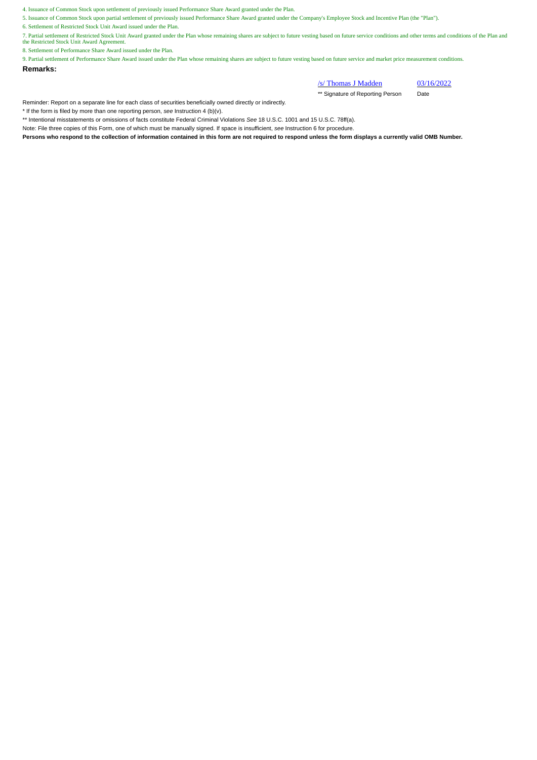4. Issuance of Common Stock upon settlement of previously issued Performance Share Award granted under the Plan.

5. Issuance of Common Stock upon partial settlement of previously issued Performance Share Award granted under the Company's Employee Stock and Incentive Plan (the "Plan").

6. Settlement of Restricted Stock Unit Award issued under the Plan.

7. Partial settlement of Restricted Stock Unit Award granted under the Plan whose remaining shares are subject to future vesting based on future service conditions and other terms and conditions of the Plan and the Restricted Stock Unit Award Agreement.

8. Settlement of Performance Share Award issued under the Plan.

9. Partial settlement of Performance Share Award issued under the Plan whose remaining shares are subject to future vesting based on future service and market price measurement conditions.

**Remarks:**

| | |
|---|---|
| /s/ Thomas J Madden | 03/16/2022 |
| ** Signature of Reporting Person | Date |

Reminder: Report on a separate line for each class of securities beneficially owned directly or indirectly.

* If the form is filed by more than one reporting person, *see* Instruction 4 (b)(v).

** Intentional misstatements or omissions of facts constitute Federal Criminal Violations *See* 18 U.S.C. 1001 and 15 U.S.C. 78ff(a).

Note: File three copies of this Form, one of which must be manually signed. If space is insufficient, *see* Instruction 6 for procedure.

**Persons who respond to the collection of information contained in this form are not required to respond unless the form displays a currently valid OMB Number.**